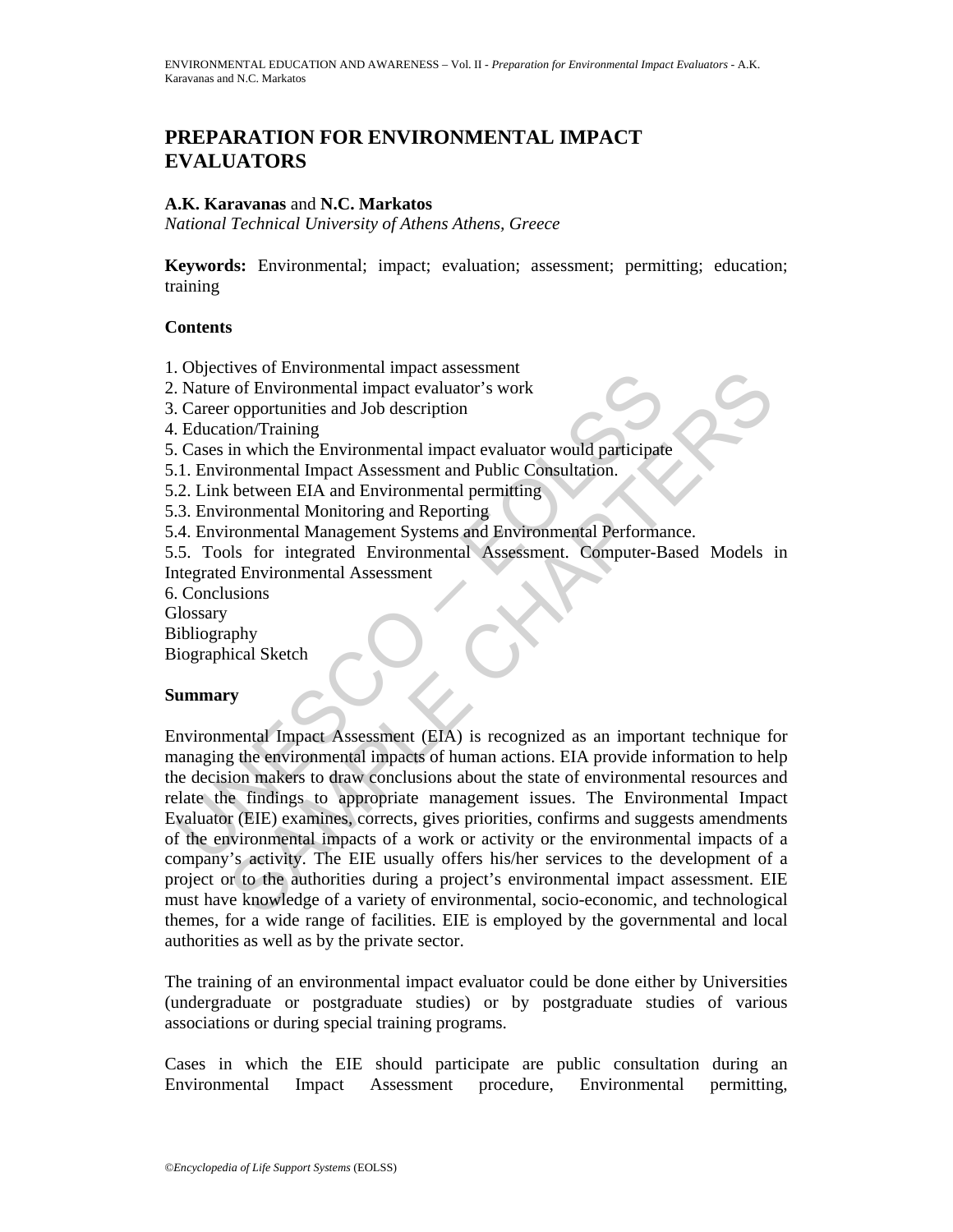# PREPARATION FOR ENVIRONMENTAL IMPACT EVALUATORS

**A.K. Karavanas** and **N.C. Markatos**

*National Technical University of Athens Athens, Greece*

**Keywords:** Environmental; impact; evaluation; assessment; permitting; education; training

## Contents

1. Objectives of Environmental impact assessment
2. Nature of Environmental impact evaluator's work
3. Career opportunities and Job description
4. Education/Training
5. Cases in which the Environmental impact evaluator would participate
5.1. Environmental Impact Assessment and Public Consultation.
5.2. Link between EIA and Environmental permitting
5.3. Environmental Monitoring and Reporting
5.4. Environmental Management Systems and Environmental Performance.
5.5. Tools for integrated Environmental Assessment. Computer-Based Models in Integrated Environmental Assessment
6. Conclusions

Glossary
Bibliography
Biographical Sketch

## Summary

Environmental Impact Assessment (EIA) is recognized as an important technique for managing the environmental impacts of human actions. EIA provide information to help the decision makers to draw conclusions about the state of environmental resources and relate the findings to appropriate management issues. The Environmental Impact Evaluator (EIE) examines, corrects, gives priorities, confirms and suggests amendments of the environmental impacts of a work or activity or the environmental impacts of a company's activity. The EIE usually offers his/her services to the development of a project or to the authorities during a project's environmental impact assessment. EIE must have knowledge of a variety of environmental, socio-economic, and technological themes, for a wide range of facilities. EIE is employed by the governmental and local authorities as well as by the private sector.

The training of an environmental impact evaluator could be done either by Universities (undergraduate or postgraduate studies) or by postgraduate studies of various associations or during special training programs.

Cases in which the EIE should participate are public consultation during an Environmental Impact Assessment procedure, Environmental permitting,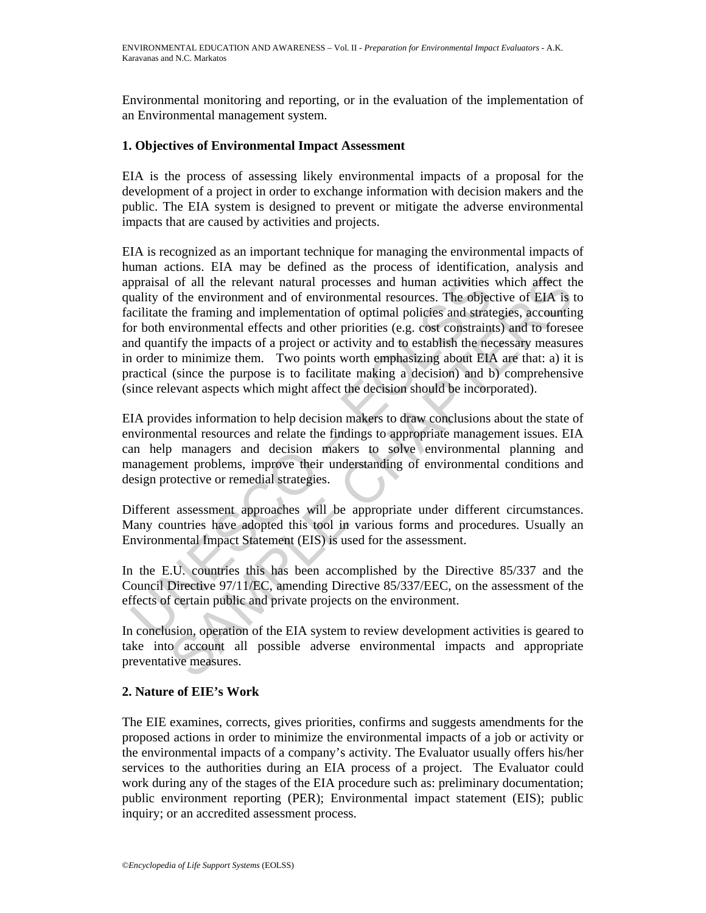Environmental monitoring and reporting, or in the evaluation of the implementation of an Environmental management system.

## 1. Objectives of Environmental Impact Assessment

EIA is the process of assessing likely environmental impacts of a proposal for the development of a project in order to exchange information with decision makers and the public. The EIA system is designed to prevent or mitigate the adverse environmental impacts that are caused by activities and projects.

EIA is recognized as an important technique for managing the environmental impacts of human actions. EIA may be defined as the process of identification, analysis and appraisal of all the relevant natural processes and human activities which affect the quality of the environment and of environmental resources. The objective of EIA is to facilitate the framing and implementation of optimal policies and strategies, accounting for both environmental effects and other priorities (e.g. cost constraints) and to foresee and quantify the impacts of a project or activity and to establish the necessary measures in order to minimize them. Two points worth emphasizing about EIA are that: a) it is practical (since the purpose is to facilitate making a decision) and b) comprehensive (since relevant aspects which might affect the decision should be incorporated).

EIA provides information to help decision makers to draw conclusions about the state of environmental resources and relate the findings to appropriate management issues. EIA can help managers and decision makers to solve environmental planning and management problems, improve their understanding of environmental conditions and design protective or remedial strategies.

Different assessment approaches will be appropriate under different circumstances. Many countries have adopted this tool in various forms and procedures. Usually an Environmental Impact Statement (EIS) is used for the assessment.

In the E.U. countries this has been accomplished by the Directive 85/337 and the Council Directive 97/11/EC, amending Directive 85/337/EEC, on the assessment of the effects of certain public and private projects on the environment.

In conclusion, operation of the EIA system to review development activities is geared to take into account all possible adverse environmental impacts and appropriate preventative measures.

## 2. Nature of EIE's Work

The EIE examines, corrects, gives priorities, confirms and suggests amendments for the proposed actions in order to minimize the environmental impacts of a job or activity or the environmental impacts of a company's activity. The Evaluator usually offers his/her services to the authorities during an EIA process of a project. The Evaluator could work during any of the stages of the EIA procedure such as: preliminary documentation; public environment reporting (PER); Environmental impact statement (EIS); public inquiry; or an accredited assessment process.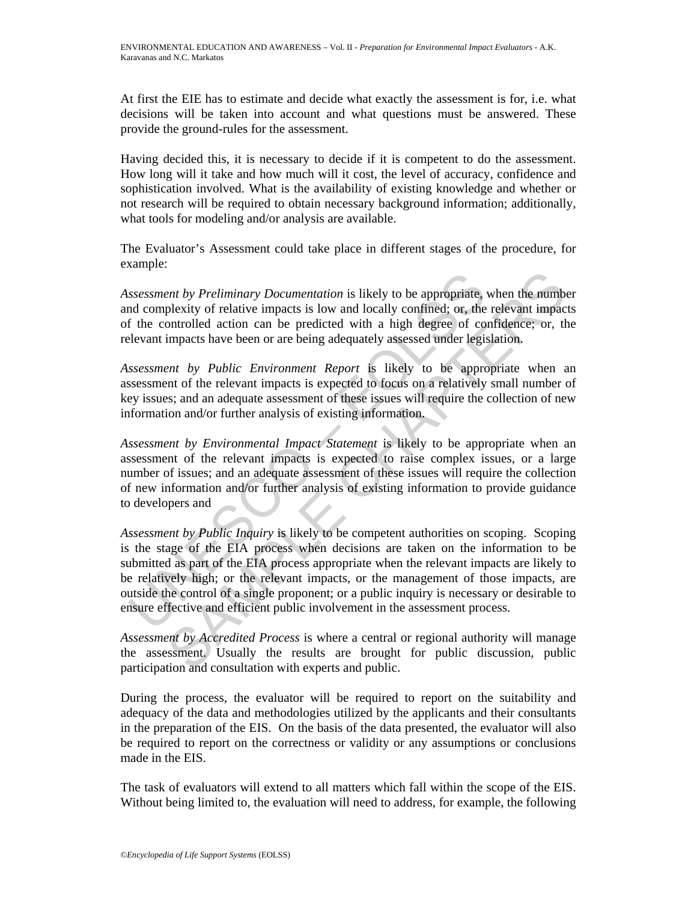At first the EIE has to estimate and decide what exactly the assessment is for, i.e. what decisions will be taken into account and what questions must be answered. These provide the ground-rules for the assessment.

Having decided this, it is necessary to decide if it is competent to do the assessment. How long will it take and how much will it cost, the level of accuracy, confidence and sophistication involved. What is the availability of existing knowledge and whether or not research will be required to obtain necessary background information; additionally, what tools for modeling and/or analysis are available.

The Evaluator's Assessment could take place in different stages of the procedure, for example:

*Assessment by Preliminary Documentation* is likely to be appropriate, when the number and complexity of relative impacts is low and locally confined; or, the relevant impacts of the controlled action can be predicted with a high degree of confidence; or, the relevant impacts have been or are being adequately assessed under legislation.

*Assessment by Public Environment Report* is likely to be appropriate when an assessment of the relevant impacts is expected to focus on a relatively small number of key issues; and an adequate assessment of these issues will require the collection of new information and/or further analysis of existing information.

*Assessment by Environmental Impact Statement* is likely to be appropriate when an assessment of the relevant impacts is expected to raise complex issues, or a large number of issues; and an adequate assessment of these issues will require the collection of new information and/or further analysis of existing information to provide guidance to developers and

*Assessment by Public Inquiry* is likely to be competent authorities on scoping. Scoping is the stage of the EIA process when decisions are taken on the information to be submitted as part of the EIA process appropriate when the relevant impacts are likely to be relatively high; or the relevant impacts, or the management of those impacts, are outside the control of a single proponent; or a public inquiry is necessary or desirable to ensure effective and efficient public involvement in the assessment process.

*Assessment by Accredited Process* is where a central or regional authority will manage the assessment. Usually the results are brought for public discussion, public participation and consultation with experts and public.

During the process, the evaluator will be required to report on the suitability and adequacy of the data and methodologies utilized by the applicants and their consultants in the preparation of the EIS. On the basis of the data presented, the evaluator will also be required to report on the correctness or validity or any assumptions or conclusions made in the EIS.

The task of evaluators will extend to all matters which fall within the scope of the EIS. Without being limited to, the evaluation will need to address, for example, the following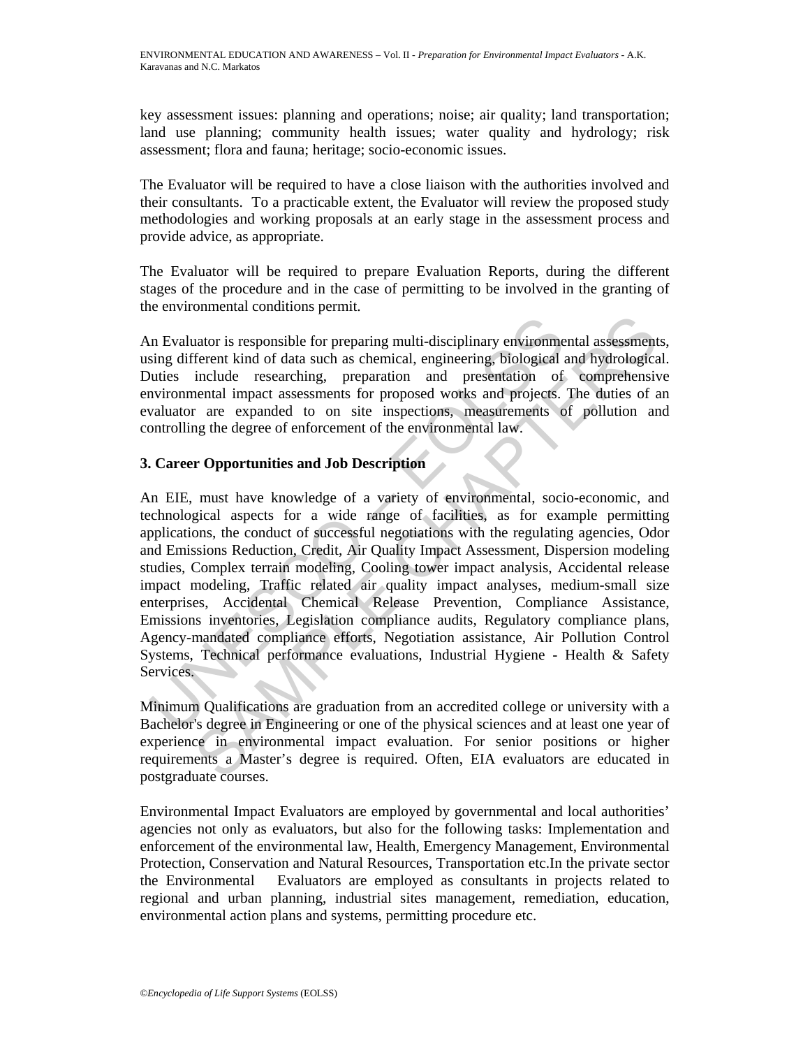key assessment issues: planning and operations; noise; air quality; land transportation; land use planning; community health issues; water quality and hydrology; risk assessment; flora and fauna; heritage; socio-economic issues.

The Evaluator will be required to have a close liaison with the authorities involved and their consultants. To a practicable extent, the Evaluator will review the proposed study methodologies and working proposals at an early stage in the assessment process and provide advice, as appropriate.

The Evaluator will be required to prepare Evaluation Reports, during the different stages of the procedure and in the case of permitting to be involved in the granting of the environmental conditions permit.

An Evaluator is responsible for preparing multi-disciplinary environmental assessments, using different kind of data such as chemical, engineering, biological and hydrological. Duties include researching, preparation and presentation of comprehensive environmental impact assessments for proposed works and projects. The duties of an evaluator are expanded to on site inspections, measurements of pollution and controlling the degree of enforcement of the environmental law.

## 3. Career Opportunities and Job Description

An EIE, must have knowledge of a variety of environmental, socio-economic, and technological aspects for a wide range of facilities, as for example permitting applications, the conduct of successful negotiations with the regulating agencies, Odor and Emissions Reduction, Credit, Air Quality Impact Assessment, Dispersion modeling studies, Complex terrain modeling, Cooling tower impact analysis, Accidental release impact modeling, Traffic related air quality impact analyses, medium-small size enterprises, Accidental Chemical Release Prevention, Compliance Assistance, Emissions inventories, Legislation compliance audits, Regulatory compliance plans, Agency-mandated compliance efforts, Negotiation assistance, Air Pollution Control Systems, Technical performance evaluations, Industrial Hygiene - Health & Safety Services.

Minimum Qualifications are graduation from an accredited college or university with a Bachelor's degree in Engineering or one of the physical sciences and at least one year of experience in environmental impact evaluation. For senior positions or higher requirements a Master's degree is required. Often, EIA evaluators are educated in postgraduate courses.

Environmental Impact Evaluators are employed by governmental and local authorities' agencies not only as evaluators, but also for the following tasks: Implementation and enforcement of the environmental law, Health, Emergency Management, Environmental Protection, Conservation and Natural Resources, Transportation etc.In the private sector the Environmental Evaluators are employed as consultants in projects related to regional and urban planning, industrial sites management, remediation, education, environmental action plans and systems, permitting procedure etc.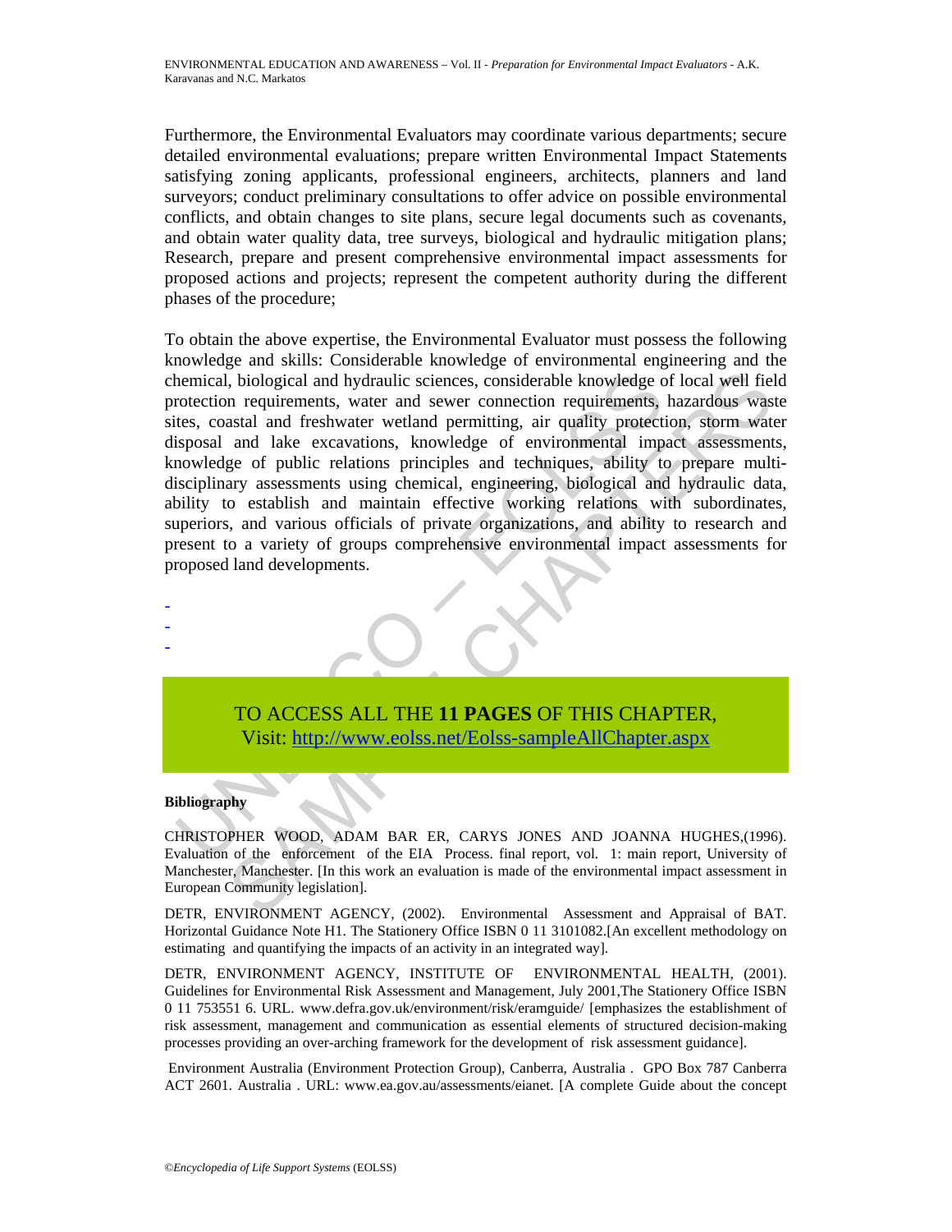Furthermore, the Environmental Evaluators may coordinate various departments; secure detailed environmental evaluations; prepare written Environmental Impact Statements satisfying zoning applicants, professional engineers, architects, planners and land surveyors; conduct preliminary consultations to offer advice on possible environmental conflicts, and obtain changes to site plans, secure legal documents such as covenants, and obtain water quality data, tree surveys, biological and hydraulic mitigation plans; Research, prepare and present comprehensive environmental impact assessments for proposed actions and projects; represent the competent authority during the different phases of the procedure;

To obtain the above expertise, the Environmental Evaluator must possess the following knowledge and skills: Considerable knowledge of environmental engineering and the chemical, biological and hydraulic sciences, considerable knowledge of local well field protection requirements, water and sewer connection requirements, hazardous waste sites, coastal and freshwater wetland permitting, air quality protection, storm water disposal and lake excavations, knowledge of environmental impact assessments, knowledge of public relations principles and techniques, ability to prepare multi-disciplinary assessments using chemical, engineering, biological and hydraulic data, ability to establish and maintain effective working relations with subordinates, superiors, and various officials of private organizations, and ability to research and present to a variety of groups comprehensive environmental impact assessments for proposed land developments.

-
-
-

TO ACCESS ALL THE **11 PAGES** OF THIS CHAPTER,
Visit: http://www.eolss.net/Eolss-sampleAllChapter.aspx

**Bibliography**

CHRISTOPHER WOOD, ADAM BAR ER, CARYS JONES AND JOANNA HUGHES,(1996). Evaluation of the enforcement of the EIA Process. final report, vol. 1: main report, University of Manchester, Manchester. [In this work an evaluation is made of the environmental impact assessment in European Community legislation].

DETR, ENVIRONMENT AGENCY, (2002). Environmental Assessment and Appraisal of BAT. Horizontal Guidance Note H1. The Stationery Office ISBN 0 11 3101082.[An excellent methodology on estimating and quantifying the impacts of an activity in an integrated way].

DETR, ENVIRONMENT AGENCY, INSTITUTE OF ENVIRONMENTAL HEALTH, (2001). Guidelines for Environmental Risk Assessment and Management, July 2001,The Stationery Office ISBN 0 11 753551 6. URL. www.defra.gov.uk/environment/risk/eramguide/ [emphasizes the establishment of risk assessment, management and communication as essential elements of structured decision-making processes providing an over-arching framework for the development of risk assessment guidance].

Environment Australia (Environment Protection Group), Canberra, Australia . GPO Box 787 Canberra ACT 2601. Australia . URL: www.ea.gov.au/assessments/eianet. [A complete Guide about the concept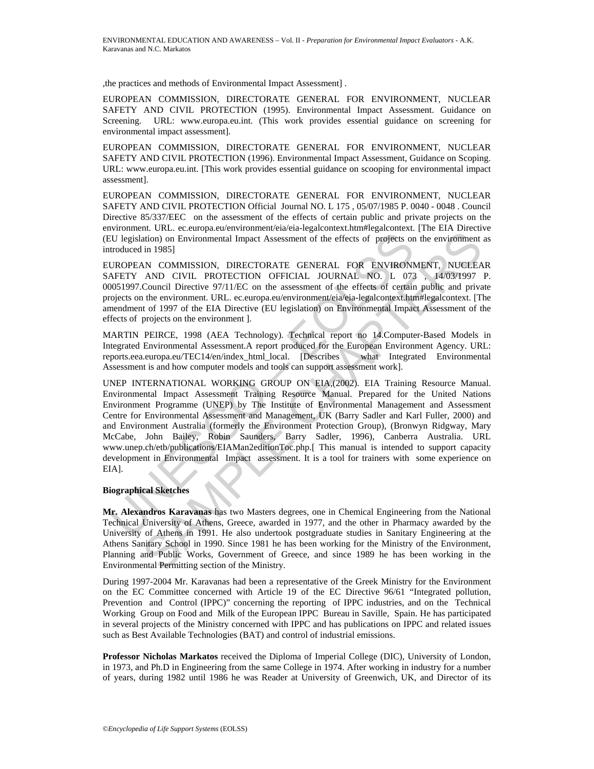,the practices and methods of Environmental Impact Assessment] .

EUROPEAN COMMISSION, DIRECTORATE GENERAL FOR ENVIRONMENT, NUCLEAR SAFETY AND CIVIL PROTECTION (1995). Environmental Impact Assessment. Guidance on Screening. URL: www.europa.eu.int. (This work provides essential guidance on screening for environmental impact assessment].

EUROPEAN COMMISSION, DIRECTORATE GENERAL FOR ENVIRONMENT, NUCLEAR SAFETY AND CIVIL PROTECTION (1996). Environmental Impact Assessment, Guidance on Scoping. URL: www.europa.eu.int. [This work provides essential guidance on scooping for environmental impact assessment].

EUROPEAN COMMISSION, DIRECTORATE GENERAL FOR ENVIRONMENT, NUCLEAR SAFETY AND CIVIL PROTECTION Official Journal NO. L 175 , 05/07/1985 P. 0040 - 0048 . Council Directive 85/337/EEC on the assessment of the effects of certain public and private projects on the environment. URL. ec.europa.eu/environment/eia/eia-legalcontext.htm#legalcontext. [The EIA Directive (EU legislation) on Environmental Impact Assessment of the effects of projects on the environment as introduced in 1985]

EUROPEAN COMMISSION, DIRECTORATE GENERAL FOR ENVIRONMENT, NUCLEAR SAFETY AND CIVIL PROTECTION OFFICIAL JOURNAL NO. L 073 , 14/03/1997 P. 00051997.Council Directive 97/11/EC on the assessment of the effects of certain public and private projects on the environment. URL. ec.europa.eu/environment/eia/eia-legalcontext.htm#legalcontext. [The amendment of 1997 of the EIA Directive (EU legislation) on Environmental Impact Assessment of the effects of projects on the environment ].

MARTIN PEIRCE, 1998 (AEA Technology). Technical report no 14.Computer-Based Models in Integrated Environmental Assessment.A report produced for the European Environment Agency. URL: reports.eea.europa.eu/TEC14/en/index_html_local. [Describes what Integrated Environmental Assessment is and how computer models and tools can support assessment work].

UNEP INTERNATIONAL WORKING GROUP ON EIA,(2002). EIA Training Resource Manual. Environmental Impact Assessment Training Resource Manual. Prepared for the United Nations Environment Programme (UNEP) by The Institute of Environmental Management and Assessment Centre for Environmental Assessment and Management, UK (Barry Sadler and Karl Fuller, 2000) and and Environment Australia (formerly the Environment Protection Group), (Bronwyn Ridgway, Mary McCabe, John Bailey, Robin Saunders, Barry Sadler, 1996), Canberra Australia. URL www.unep.ch/etb/publications/EIAMan2editionToc.php.[ This manual is intended to support capacity development in Environmental Impact assessment. It is a tool for trainers with some experience on EIA].

**Biographical Sketches**

**Mr. Alexandros Karavanas** has two Masters degrees, one in Chemical Engineering from the National Technical University of Athens, Greece, awarded in 1977, and the other in Pharmacy awarded by the University of Athens in 1991. He also undertook postgraduate studies in Sanitary Engineering at the Athens Sanitary School in 1990. Since 1981 he has been working for the Ministry of the Environment, Planning and Public Works, Government of Greece, and since 1989 he has been working in the Environmental Permitting section of the Ministry.

During 1997-2004 Mr. Karavanas had been a representative of the Greek Ministry for the Environment on the EC Committee concerned with Article 19 of the EC Directive 96/61 "Integrated pollution, Prevention and Control (IPPC)" concerning the reporting of IPPC industries, and on the Technical Working Group on Food and Milk of the European IPPC Bureau in Saville, Spain. He has participated in several projects of the Ministry concerned with IPPC and has publications on IPPC and related issues such as Best Available Technologies (BAT) and control of industrial emissions.

**Professor Nicholas Markatos** received the Diploma of Imperial College (DIC), University of London, in 1973, and Ph.D in Engineering from the same College in 1974. After working in industry for a number of years, during 1982 until 1986 he was Reader at University of Greenwich, UK, and Director of its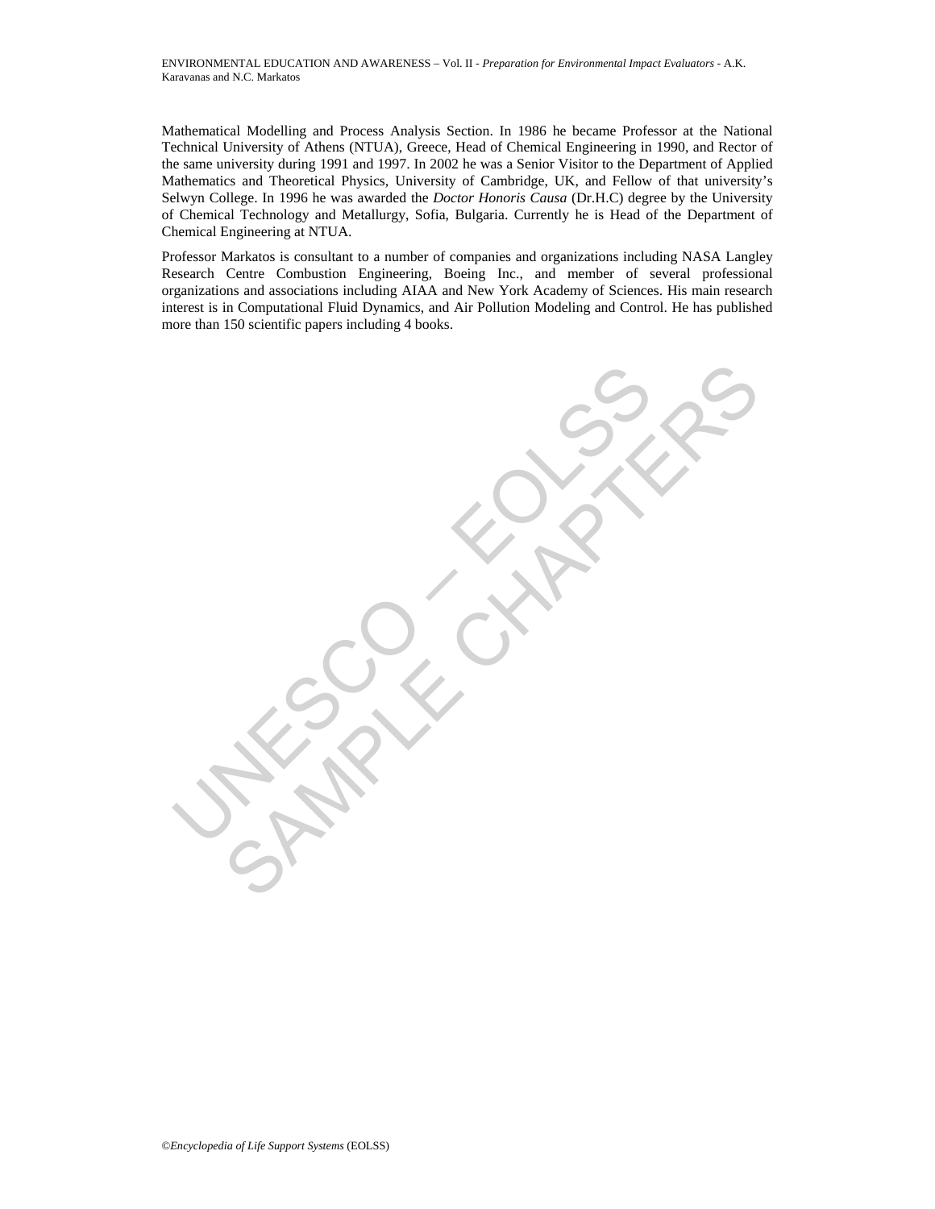Mathematical Modelling and Process Analysis Section. In 1986 he became Professor at the National Technical University of Athens (NTUA), Greece, Head of Chemical Engineering in 1990, and Rector of the same university during 1991 and 1997. In 2002 he was a Senior Visitor to the Department of Applied Mathematics and Theoretical Physics, University of Cambridge, UK, and Fellow of that university's Selwyn College. In 1996 he was awarded the *Doctor Honoris Causa* (Dr.H.C) degree by the University of Chemical Technology and Metallurgy, Sofia, Bulgaria. Currently he is Head of the Department of Chemical Engineering at NTUA.

Professor Markatos is consultant to a number of companies and organizations including NASA Langley Research Centre Combustion Engineering, Boeing Inc., and member of several professional organizations and associations including AIAA and New York Academy of Sciences. His main research interest is in Computational Fluid Dynamics, and Air Pollution Modeling and Control. He has published more than 150 scientific papers including 4 books.